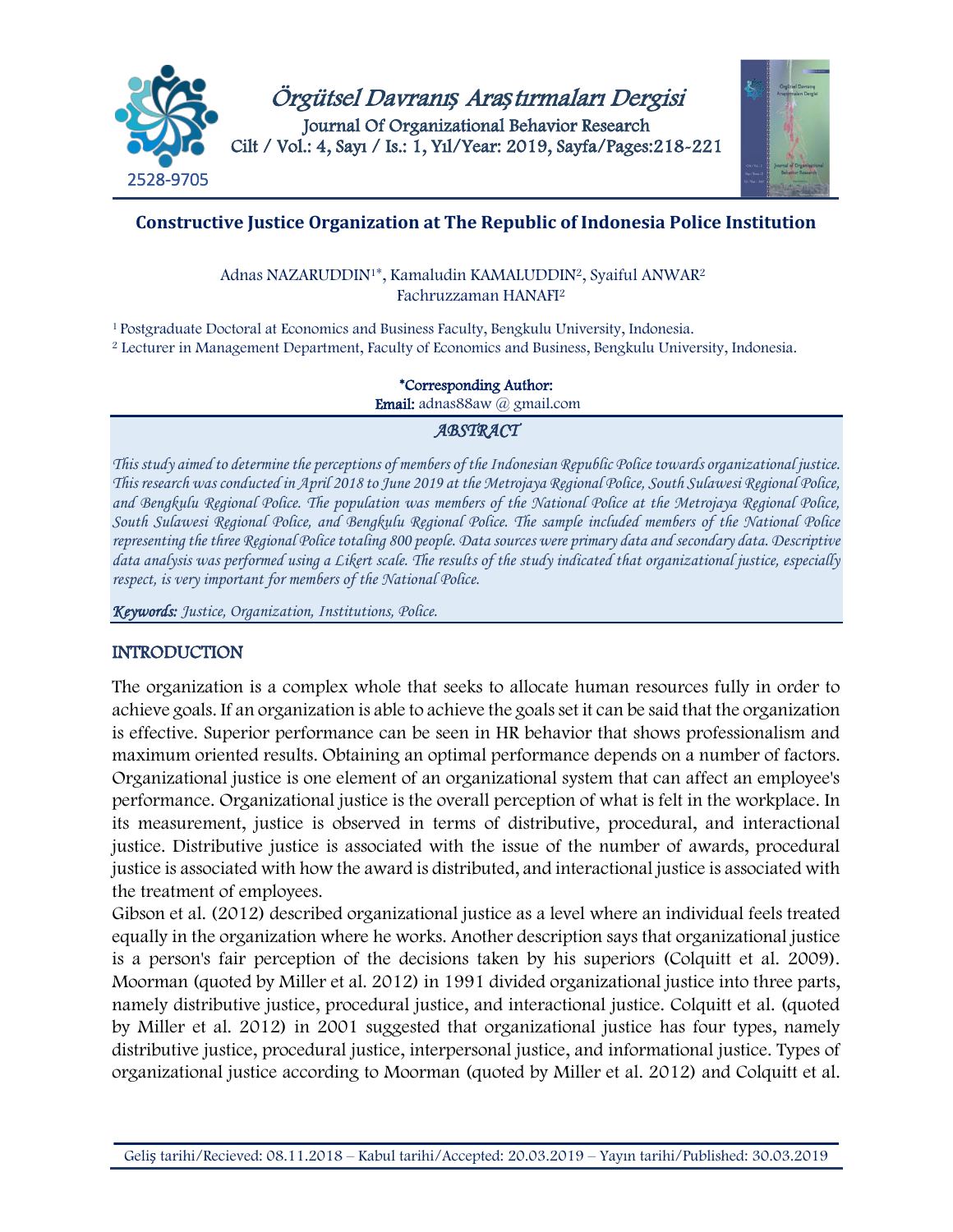# Constructive Justice Organization at The Republic of Indonesia Police Institution

Adnas NAZARUDDIN[1*], Kamaludin KAMALUDDIN[2], Syaiful ANWAR[2]
Fachruzzaman HANAFI[2]

[1] Postgraduate Doctoral at Economics and Business Faculty, Bengkulu University, Indonesia.
[2] Lecturer in Management Department, Faculty of Economics and Business, Bengkulu University, Indonesia.

**\*Corresponding Author:**
**Email:** adnas88aw @ gmail.com

## *ABSTRACT*

*This study aimed to determine the perceptions of members of the Indonesian Republic Police towards organizational justice. This research was conducted in April 2018 to June 2019 at the Metrojaya Regional Police, South Sulawesi Regional Police, and Bengkulu Regional Police. The population was members of the National Police at the Metrojaya Regional Police, South Sulawesi Regional Police, and Bengkulu Regional Police. The sample included members of the National Police representing the three Regional Police totaling 800 people. Data sources were primary data and secondary data. Descriptive data analysis was performed using a Likert scale. The results of the study indicated that organizational justice, especially respect, is very important for members of the National Police.*

***Keywords:*** *Justice, Organization, Institutions, Police.*

## INTRODUCTION

The organization is a complex whole that seeks to allocate human resources fully in order to achieve goals. If an organization is able to achieve the goals set it can be said that the organization is effective. Superior performance can be seen in HR behavior that shows professionalism and maximum oriented results. Obtaining an optimal performance depends on a number of factors. Organizational justice is one element of an organizational system that can affect an employee's performance. Organizational justice is the overall perception of what is felt in the workplace. In its measurement, justice is observed in terms of distributive, procedural, and interactional justice. Distributive justice is associated with the issue of the number of awards, procedural justice is associated with how the award is distributed, and interactional justice is associated with the treatment of employees.

Gibson et al. (2012) described organizational justice as a level where an individual feels treated equally in the organization where he works. Another description says that organizational justice is a person's fair perception of the decisions taken by his superiors (Colquitt et al. 2009). Moorman (quoted by Miller et al. 2012) in 1991 divided organizational justice into three parts, namely distributive justice, procedural justice, and interactional justice. Colquitt et al. (quoted by Miller et al. 2012) in 2001 suggested that organizational justice has four types, namely distributive justice, procedural justice, interpersonal justice, and informational justice. Types of organizational justice according to Moorman (quoted by Miller et al. 2012) and Colquitt et al.

Geliş tarihi/Recieved: 08.11.2018 – Kabul tarihi/Accepted: 20.03.2019 – Yayın tarihi/Published: 30.03.2019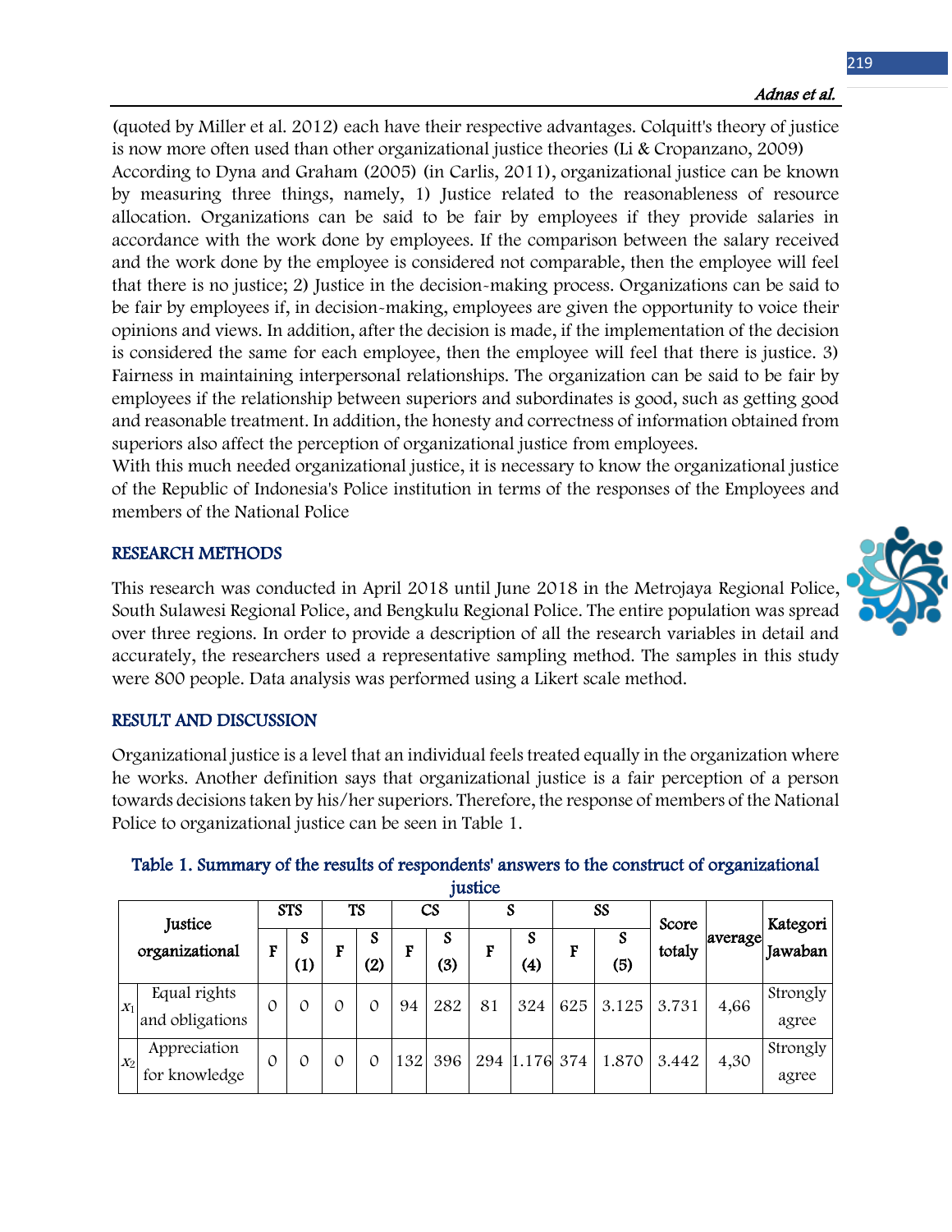(quoted by Miller et al. 2012) each have their respective advantages. Colquitt's theory of justice is now more often used than other organizational justice theories (Li & Cropanzano, 2009)

According to Dyna and Graham (2005) (in Carlis, 2011), organizational justice can be known by measuring three things, namely, 1) Justice related to the reasonableness of resource allocation. Organizations can be said to be fair by employees if they provide salaries in accordance with the work done by employees. If the comparison between the salary received and the work done by the employee is considered not comparable, then the employee will feel that there is no justice; 2) Justice in the decision-making process. Organizations can be said to be fair by employees if, in decision-making, employees are given the opportunity to voice their opinions and views. In addition, after the decision is made, if the implementation of the decision is considered the same for each employee, then the employee will feel that there is justice. 3) Fairness in maintaining interpersonal relationships. The organization can be said to be fair by employees if the relationship between superiors and subordinates is good, such as getting good and reasonable treatment. In addition, the honesty and correctness of information obtained from superiors also affect the perception of organizational justice from employees.

With this much needed organizational justice, it is necessary to know the organizational justice of the Republic of Indonesia's Police institution in terms of the responses of the Employees and members of the National Police

## RESEARCH METHODS

This research was conducted in April 2018 until June 2018 in the Metrojaya Regional Police, South Sulawesi Regional Police, and Bengkulu Regional Police. The entire population was spread over three regions. In order to provide a description of all the research variables in detail and accurately, the researchers used a representative sampling method. The samples in this study were 800 people. Data analysis was performed using a Likert scale method.

## RESULT AND DISCUSSION

Organizational justice is a level that an individual feels treated equally in the organization where he works. Another definition says that organizational justice is a fair perception of a person towards decisions taken by his/her superiors. Therefore, the response of members of the National Police to organizational justice can be seen in Table 1.

**Table 1. Summary of the results of respondents' answers to the construct of organizational justice**

| Justice organizational | | STS | | TS | | CS | | S | | SS | | Score totaly | average | Kategori Jawaban |
|---|---|---|---|---|---|---|---|---|---|---|---|---|---|---|
| | | F | S (1) | F | S (2) | F | S (3) | F | S (4) | F | S (5) | | | |
| $x_1$ | Equal rights and obligations | 0 | 0 | 0 | 0 | 94 | 282 | 81 | 324 | 625 | 3.125 | 3.731 | 4,66 | Strongly agree |
| $x_2$ | Appreciation for knowledge | 0 | 0 | 0 | 0 | 132 | 396 | 294 | 1.176 | 374 | 1.870 | 3.442 | 4,30 | Strongly agree |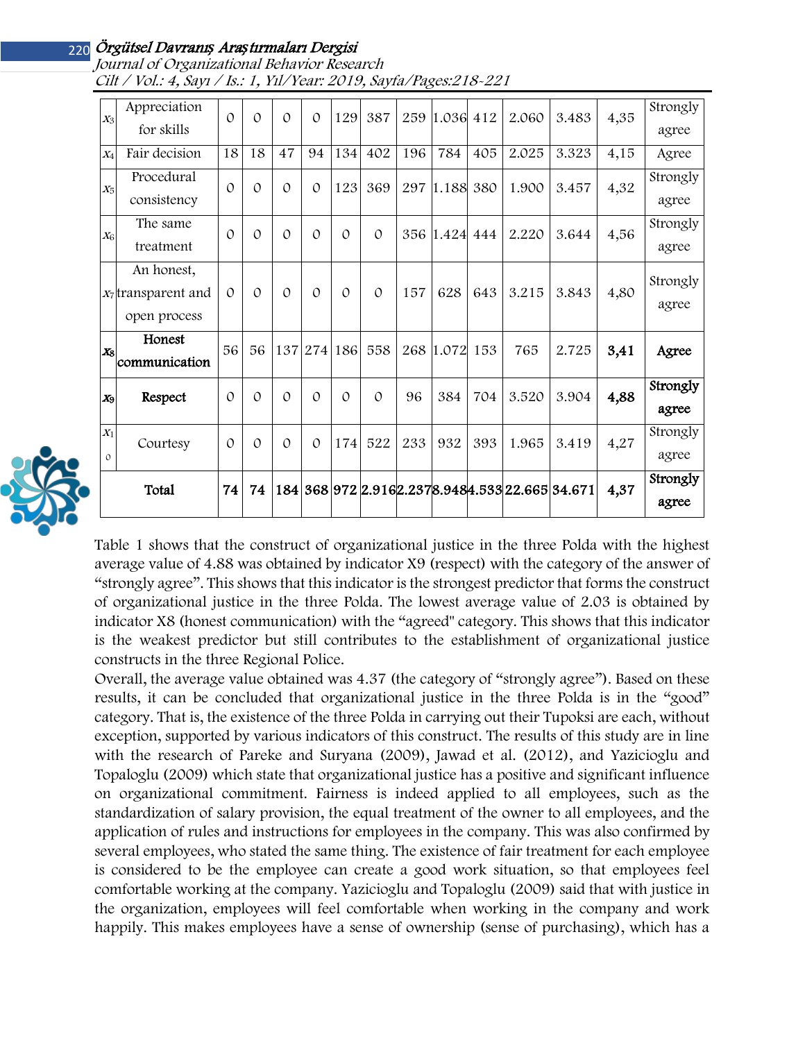| | | | | | | | | | | | | | | |
|---|---|---|---|---|---|---|---|---|---|---|---|---|---|---|
| $x_3$ | Appreciation for skills | 0 | 0 | 0 | 0 | 129 | 387 | 259 | 1.036 | 412 | 2.060 | 3.483 | 4,35 | Strongly agree |
| $x_4$ | Fair decision | 18 | 18 | 47 | 94 | 134 | 402 | 196 | 784 | 405 | 2.025 | 3.323 | 4,15 | Agree |
| $x_5$ | Procedural consistency | 0 | 0 | 0 | 0 | 123 | 369 | 297 | 1.188 | 380 | 1.900 | 3.457 | 4,32 | Strongly agree |
| $x_6$ | The same treatment | 0 | 0 | 0 | 0 | 0 | 0 | 356 | 1.424 | 444 | 2.220 | 3.644 | 4,56 | Strongly agree |
| $x_7$ | An honest, transparent and open process | 0 | 0 | 0 | 0 | 0 | 0 | 157 | 628 | 643 | 3.215 | 3.843 | 4,80 | Strongly agree |
| **$x_8$** | **Honest communication** | 56 | 56 | 137 | 274 | 186 | 558 | 268 | 1.072 | 153 | 765 | 2.725 | **3,41** | **Agree** |
| **$x_9$** | **Respect** | 0 | 0 | 0 | 0 | 0 | 0 | 96 | 384 | 704 | 3.520 | 3.904 | **4,88** | **Strongly agree** |
| $x_{10}$ | Courtesy | 0 | 0 | 0 | 0 | 174 | 522 | 233 | 932 | 393 | 1.965 | 3.419 | 4,27 | Strongly agree |
| **Total** | | **74** | **74** | **184** | **368** | **972** | **2.916** | **2.237** | **8.948** | **4.533** | **22.665** | **34.671** | **4,37** | **Strongly agree** |

Table 1 shows that the construct of organizational justice in the three Polda with the highest average value of 4.88 was obtained by indicator X9 (respect) with the category of the answer of "strongly agree". This shows that this indicator is the strongest predictor that forms the construct of organizational justice in the three Polda. The lowest average value of 2.03 is obtained by indicator X8 (honest communication) with the "agreed" category. This shows that this indicator is the weakest predictor but still contributes to the establishment of organizational justice constructs in the three Regional Police.

Overall, the average value obtained was 4.37 (the category of "strongly agree"). Based on these results, it can be concluded that organizational justice in the three Polda is in the "good" category. That is, the existence of the three Polda in carrying out their Tupoksi are each, without exception, supported by various indicators of this construct. The results of this study are in line with the research of Pareke and Suryana (2009), Jawad et al. (2012), and Yazicioglu and Topaloglu (2009) which state that organizational justice has a positive and significant influence on organizational commitment. Fairness is indeed applied to all employees, such as the standardization of salary provision, the equal treatment of the owner to all employees, and the application of rules and instructions for employees in the company. This was also confirmed by several employees, who stated the same thing. The existence of fair treatment for each employee is considered to be the employee can create a good work situation, so that employees feel comfortable working at the company. Yazicioglu and Topaloglu (2009) said that with justice in the organization, employees will feel comfortable when working in the company and work happily. This makes employees have a sense of ownership (sense of purchasing), which has a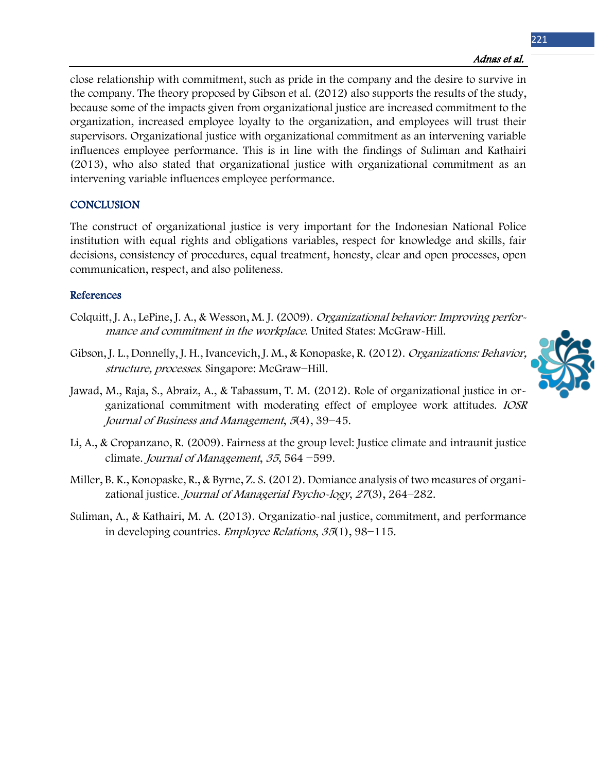close relationship with commitment, such as pride in the company and the desire to survive in the company. The theory proposed by Gibson et al. (2012) also supports the results of the study, because some of the impacts given from organizational justice are increased commitment to the organization, increased employee loyalty to the organization, and employees will trust their supervisors. Organizational justice with organizational commitment as an intervening variable influences employee performance. This is in line with the findings of Suliman and Kathairi (2013), who also stated that organizational justice with organizational commitment as an intervening variable influences employee performance.

## CONCLUSION

The construct of organizational justice is very important for the Indonesian National Police institution with equal rights and obligations variables, respect for knowledge and skills, fair decisions, consistency of procedures, equal treatment, honesty, clear and open processes, open communication, respect, and also politeness.

## References

Colquitt, J. A., LePine, J. A., & Wesson, M. J. (2009). *Organizational behavior: Improving performance and commitment in the workplace*. United States: McGraw-Hill.

Gibson, J. L., Donnelly, J. H., Ivancevich, J. M., & Konopaske, R. (2012). *Organizations: Behavior, structure, processes*. Singapore: McGraw–Hill.

Jawad, M., Raja, S., Abraiz, A., & Tabassum, T. M. (2012). Role of organizational justice in organizational commitment with moderating effect of employee work attitudes. *IOSR Journal of Business and Management*, *5*(4), 39–45.

Li, A., & Cropanzano, R. (2009). Fairness at the group level: Justice climate and intraunit justice climate. *Journal of Management*, *35*, 564 –599.

Miller, B. K., Konopaske, R., & Byrne, Z. S. (2012). Domiance analysis of two measures of organizational justice. *Journal of Managerial Psycho-logy*, *27*(3), 264–282.

Suliman, A., & Kathairi, M. A. (2013). Organizatio-nal justice, commitment, and performance in developing countries. *Employee Relations*, *35*(1), 98–115.